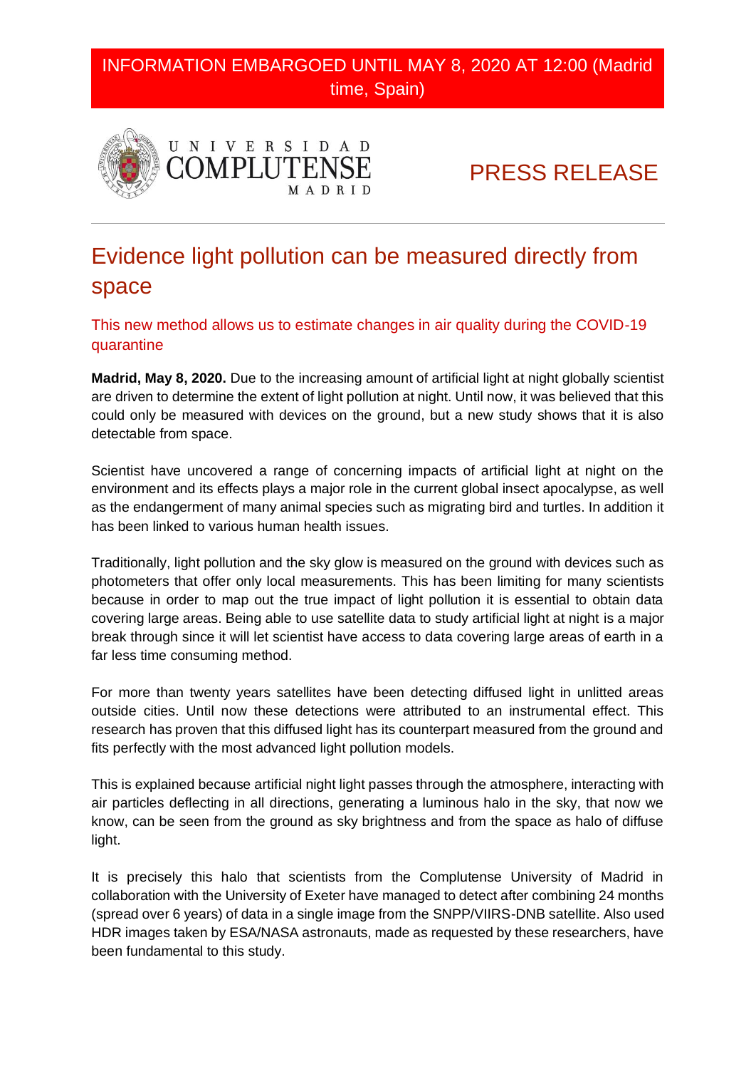INFORMATION EMBARGOED UNTIL MAY 8, 2020 AT 12:00 (Madrid time, Spain)

UNIVERSIDAD COMPLUTENSE MADRID

PRESS RELEASE

# Evidence light pollution can be measured directly from space

## This new method allows us to estimate changes in air quality during the COVID-19 quarantine

**Madrid, May 8, 2020.** Due to the increasing amount of artificial light at night globally scientist are driven to determine the extent of light pollution at night. Until now, it was believed that this could only be measured with devices on the ground, but a new study shows that it is also detectable from space.

Scientist have uncovered a range of concerning impacts of artificial light at night on the environment and its effects plays a major role in the current global insect apocalypse, as well as the endangerment of many animal species such as migrating bird and turtles. In addition it has been linked to various human health issues.

Traditionally, light pollution and the sky glow is measured on the ground with devices such as photometers that offer only local measurements. This has been limiting for many scientists because in order to map out the true impact of light pollution it is essential to obtain data covering large areas. Being able to use satellite data to study artificial light at night is a major break through since it will let scientist have access to data covering large areas of earth in a far less time consuming method.

For more than twenty years satellites have been detecting diffused light in unlitted areas outside cities. Until now these detections were attributed to an instrumental effect. This research has proven that this diffused light has its counterpart measured from the ground and fits perfectly with the most advanced light pollution models.

This is explained because artificial night light passes through the atmosphere, interacting with air particles deflecting in all directions, generating a luminous halo in the sky, that now we know, can be seen from the ground as sky brightness and from the space as halo of diffuse light.

It is precisely this halo that scientists from the Complutense University of Madrid in collaboration with the University of Exeter have managed to detect after combining 24 months (spread over 6 years) of data in a single image from the SNPP/VIIRS-DNB satellite. Also used HDR images taken by ESA/NASA astronauts, made as requested by these researchers, have been fundamental to this study.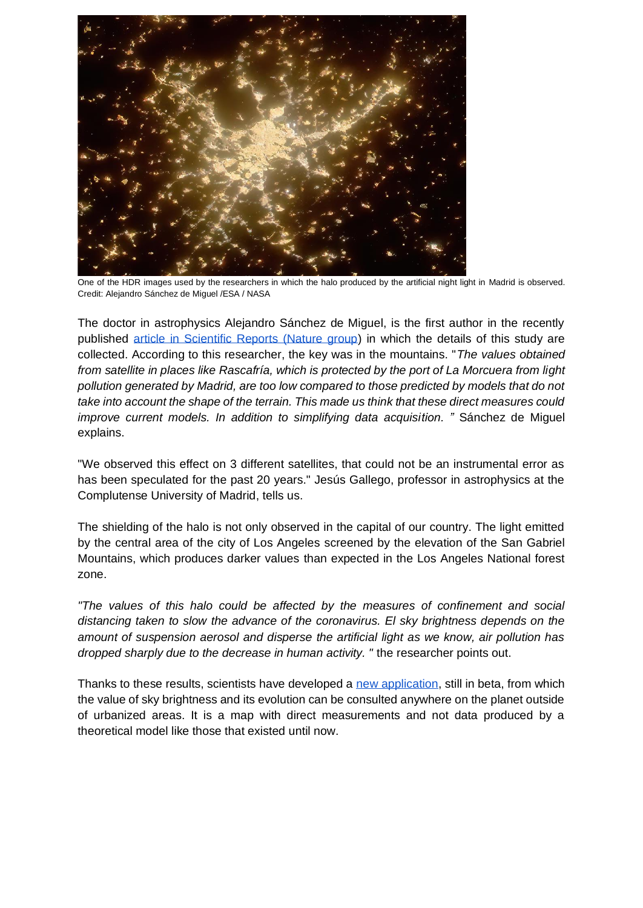One of the HDR images used by the researchers in which the halo produced by the artificial night light in Madrid is observed. Credit: Alejandro Sánchez de Miguel /ESA / NASA

The doctor in astrophysics Alejandro Sánchez de Miguel, is the first author in the recently published [article in Scientific Reports (Nature group)]() in which the details of this study are collected. According to this researcher, the key was in the mountains. "*The values obtained from satellite in places like Rascafría, which is protected by the port of La Morcuera from light pollution generated by Madrid, are too low compared to those predicted by models that do not take into account the shape of the terrain. This made us think that these direct measures could improve current models. In addition to simplifying data acquisition. "* Sánchez de Miguel explains.

"We observed this effect on 3 different satellites, that could not be an instrumental error as has been speculated for the past 20 years." Jesús Gallego, professor in astrophysics at the Complutense University of Madrid, tells us.

The shielding of the halo is not only observed in the capital of our country. The light emitted by the central area of the city of Los Angeles screened by the elevation of the San Gabriel Mountains, which produces darker values than expected in the Los Angeles National forest zone.

*"The values of this halo could be affected by the measures of confinement and social distancing taken to slow the advance of the coronavirus. El sky brightness depends on the amount of suspension aerosol and disperse the artificial light as we know, air pollution has dropped sharply due to the decrease in human activity. "* the researcher points out.

Thanks to these results, scientists have developed a [new application](), still in beta, from which the value of sky brightness and its evolution can be consulted anywhere on the planet outside of urbanized areas. It is a map with direct measurements and not data produced by a theoretical model like those that existed until now.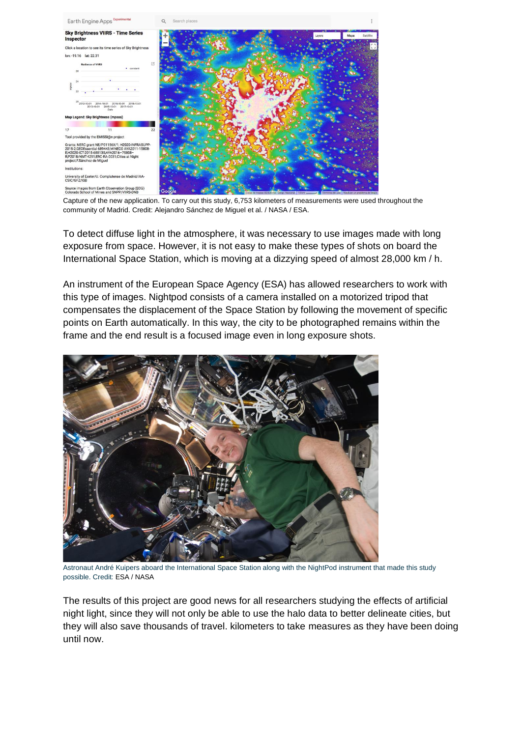Capture of the new application. To carry out this study, 6,753 kilometers of measurements were used throughout the community of Madrid. Credit: Alejandro Sánchez de Miguel et al. / NASA / ESA.

To detect diffuse light in the atmosphere, it was necessary to use images made with long exposure from space. However, it is not easy to make these types of shots on board the International Space Station, which is moving at a dizzying speed of almost 28,000 km / h.

An instrument of the European Space Agency (ESA) has allowed researchers to work with this type of images. Nightpod consists of a camera installed on a motorized tripod that compensates the displacement of the Space Station by following the movement of specific points on Earth automatically. In this way, the city to be photographed remains within the frame and the end result is a focused image even in long exposure shots.

Astronaut André Kuipers aboard the International Space Station along with the NightPod instrument that made this study possible. Credit: ESA / NASA

The results of this project are good news for all researchers studying the effects of artificial night light, since they will not only be able to use the halo data to better delineate cities, but they will also save thousands of travel. kilometers to take measures as they have been doing until now.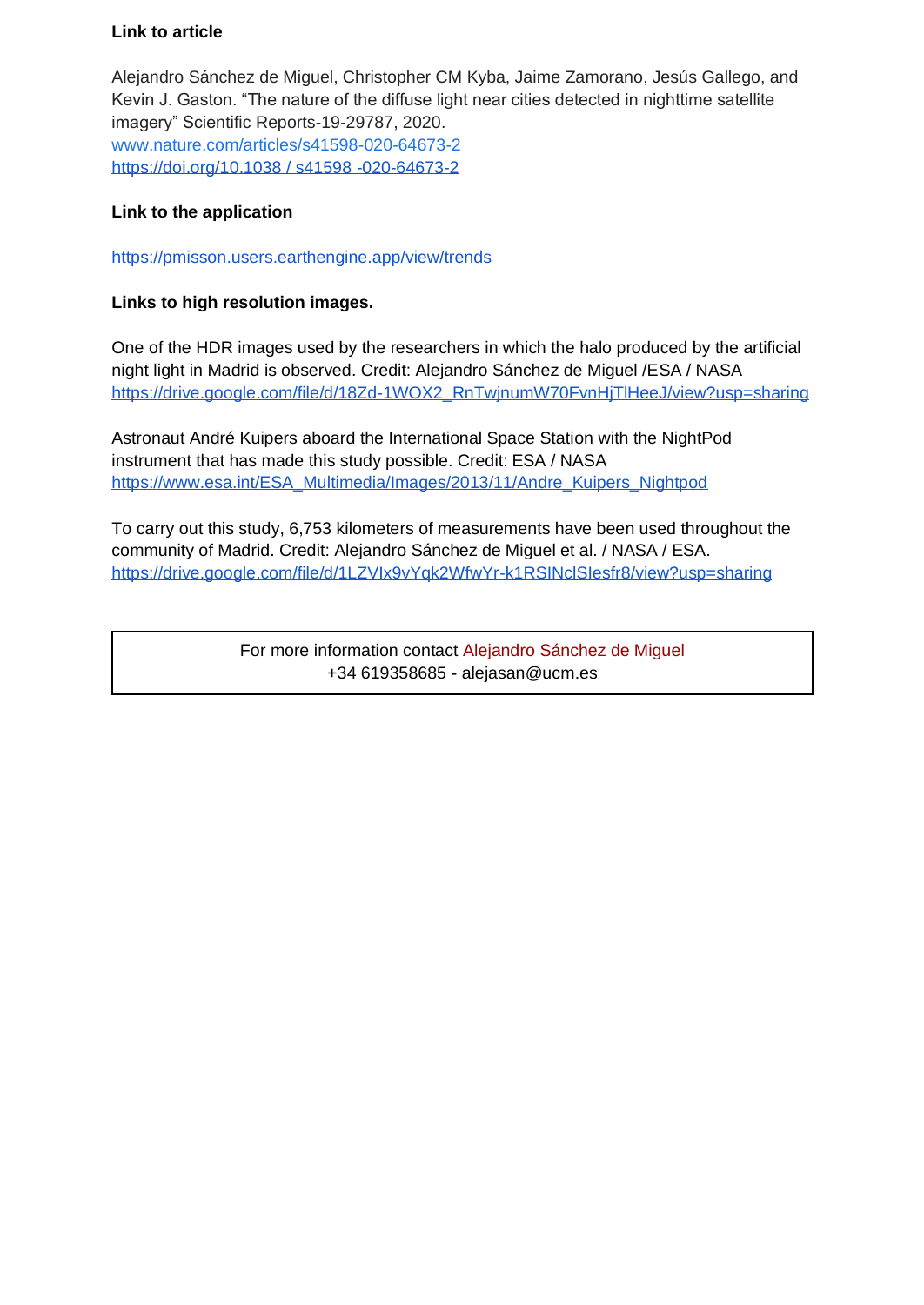**Link to article**

Alejandro Sánchez de Miguel, Christopher CM Kyba, Jaime Zamorano, Jesús Gallego, and Kevin J. Gaston. "The nature of the diffuse light near cities detected in nighttime satellite imagery" Scientific Reports-19-29787, 2020.
www.nature.com/articles/s41598-020-64673-2
https://doi.org/10.1038 / s41598 -020-64673-2

**Link to the application**

https://pmisson.users.earthengine.app/view/trends

**Links to high resolution images.**

One of the HDR images used by the researchers in which the halo produced by the artificial night light in Madrid is observed. Credit: Alejandro Sánchez de Miguel /ESA / NASA
https://drive.google.com/file/d/18Zd-1WOX2_RnTwjnumW70FvnHjTlHeeJ/view?usp=sharing

Astronaut André Kuipers aboard the International Space Station with the NightPod instrument that has made this study possible. Credit: ESA / NASA
https://www.esa.int/ESA_Multimedia/Images/2013/11/Andre_Kuipers_Nightpod

To carry out this study, 6,753 kilometers of measurements have been used throughout the community of Madrid. Credit: Alejandro Sánchez de Miguel et al. / NASA / ESA.
https://drive.google.com/file/d/1LZVIx9vYqk2WfwYr-k1RSINclSIesfr8/view?usp=sharing

For more information contact Alejandro Sánchez de Miguel
+34 619358685 - alejasan@ucm.es